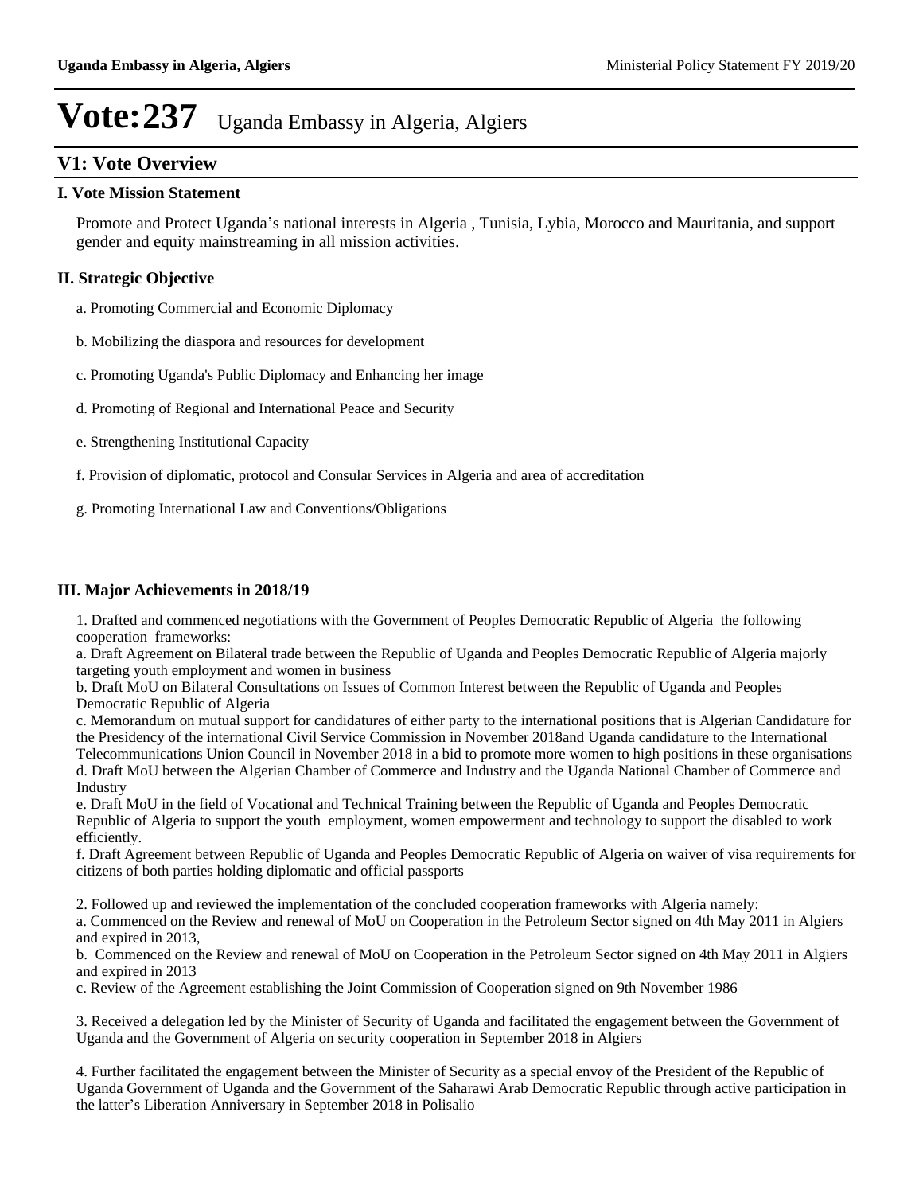# Vote:237 Uganda Embassy in Algeria, Algiers

## V1: Vote Overview

### I. Vote Mission Statement

Promote and Protect Uganda's national interests in Algeria , Tunisia, Lybia, Morocco and Mauritania, and support gender and equity mainstreaming in all mission activities.

### II. Strategic Objective

a. Promoting Commercial and Economic Diplomacy

b. Mobilizing the diaspora and resources for development

c. Promoting Uganda's Public Diplomacy and Enhancing her image

d. Promoting of Regional and International Peace and Security

e. Strengthening Institutional Capacity

f. Provision of diplomatic, protocol and Consular Services in Algeria and area of accreditation

g. Promoting International Law and Conventions/Obligations

### III. Major Achievements in 2018/19

1. Drafted and commenced negotiations with the Government of Peoples Democratic Republic of Algeria the following cooperation frameworks:
a. Draft Agreement on Bilateral trade between the Republic of Uganda and Peoples Democratic Republic of Algeria majorly targeting youth employment and women in business
b. Draft MoU on Bilateral Consultations on Issues of Common Interest between the Republic of Uganda and Peoples Democratic Republic of Algeria
c. Memorandum on mutual support for candidatures of either party to the international positions that is Algerian Candidature for the Presidency of the international Civil Service Commission in November 2018and Uganda candidature to the International Telecommunications Union Council in November 2018 in a bid to promote more women to high positions in these organisations
d. Draft MoU between the Algerian Chamber of Commerce and Industry and the Uganda National Chamber of Commerce and Industry
e. Draft MoU in the field of Vocational and Technical Training between the Republic of Uganda and Peoples Democratic Republic of Algeria to support the youth employment, women empowerment and technology to support the disabled to work efficiently.
f. Draft Agreement between Republic of Uganda and Peoples Democratic Republic of Algeria on waiver of visa requirements for citizens of both parties holding diplomatic and official passports

2. Followed up and reviewed the implementation of the concluded cooperation frameworks with Algeria namely:
a. Commenced on the Review and renewal of MoU on Cooperation in the Petroleum Sector signed on 4th May 2011 in Algiers and expired in 2013,
b. Commenced on the Review and renewal of MoU on Cooperation in the Petroleum Sector signed on 4th May 2011 in Algiers and expired in 2013
c. Review of the Agreement establishing the Joint Commission of Cooperation signed on 9th November 1986

3. Received a delegation led by the Minister of Security of Uganda and facilitated the engagement between the Government of Uganda and the Government of Algeria on security cooperation in September 2018 in Algiers

4. Further facilitated the engagement between the Minister of Security as a special envoy of the President of the Republic of Uganda Government of Uganda and the Government of the Saharawi Arab Democratic Republic through active participation in the latter's Liberation Anniversary in September 2018 in Polisalio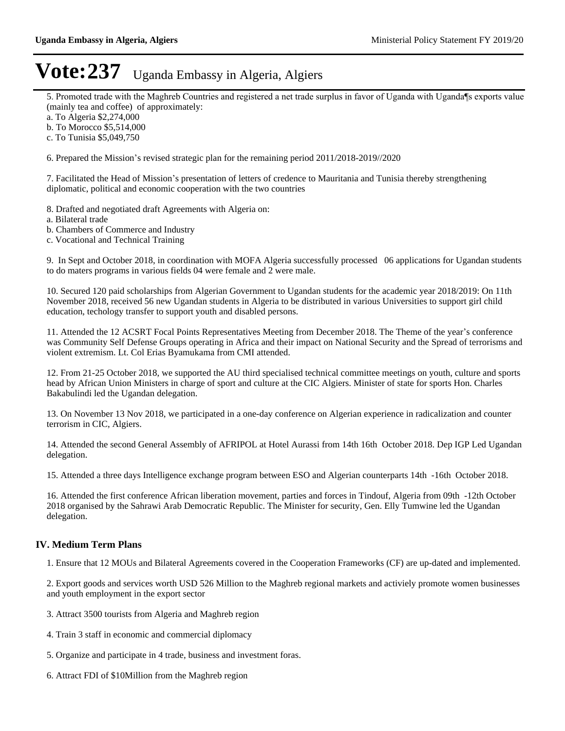# Vote:237 Uganda Embassy in Algeria, Algiers

5. Promoted trade with the Maghreb Countries and registered a net trade surplus in favor of Uganda with Uganda¶s exports value (mainly tea and coffee) of approximately:
a. To Algeria $2,274,000
b. To Morocco $5,514,000
c. To Tunisia $5,049,750

6. Prepared the Mission's revised strategic plan for the remaining period 2011/2018-2019//2020

7. Facilitated the Head of Mission's presentation of letters of credence to Mauritania and Tunisia thereby strengthening diplomatic, political and economic cooperation with the two countries

8. Drafted and negotiated draft Agreements with Algeria on:
a. Bilateral trade
b. Chambers of Commerce and Industry
c. Vocational and Technical Training

9. In Sept and October 2018, in coordination with MOFA Algeria successfully processed 06 applications for Ugandan students to do maters programs in various fields 04 were female and 2 were male.

10. Secured 120 paid scholarships from Algerian Government to Ugandan students for the academic year 2018/2019: On 11th November 2018, received 56 new Ugandan students in Algeria to be distributed in various Universities to support girl child education, techology transfer to support youth and disabled persons.

11. Attended the 12 ACSRT Focal Points Representatives Meeting from December 2018. The Theme of the year's conference was Community Self Defense Groups operating in Africa and their impact on National Security and the Spread of terrorisms and violent extremism. Lt. Col Erias Byamukama from CMI attended.

12. From 21-25 October 2018, we supported the AU third specialised technical committee meetings on youth, culture and sports head by African Union Ministers in charge of sport and culture at the CIC Algiers. Minister of state for sports Hon. Charles Bakabulindi led the Ugandan delegation.

13. On November 13 Nov 2018, we participated in a one-day conference on Algerian experience in radicalization and counter terrorism in CIC, Algiers.

14. Attended the second General Assembly of AFRIPOL at Hotel Aurassi from 14th 16th October 2018. Dep IGP Led Ugandan delegation.

15. Attended a three days Intelligence exchange program between ESO and Algerian counterparts 14th -16th October 2018.

16. Attended the first conference African liberation movement, parties and forces in Tindouf, Algeria from 09th -12th October 2018 organised by the Sahrawi Arab Democratic Republic. The Minister for security, Gen. Elly Tumwine led the Ugandan delegation.

## IV. Medium Term Plans

1. Ensure that 12 MOUs and Bilateral Agreements covered in the Cooperation Frameworks (CF) are up-dated and implemented.

2. Export goods and services worth USD 526 Million to the Maghreb regional markets and activiely promote women businesses and youth employment in the export sector

3. Attract 3500 tourists from Algeria and Maghreb region

4. Train 3 staff in economic and commercial diplomacy

5. Organize and participate in 4 trade, business and investment foras.

6. Attract FDI of $10Million from the Maghreb region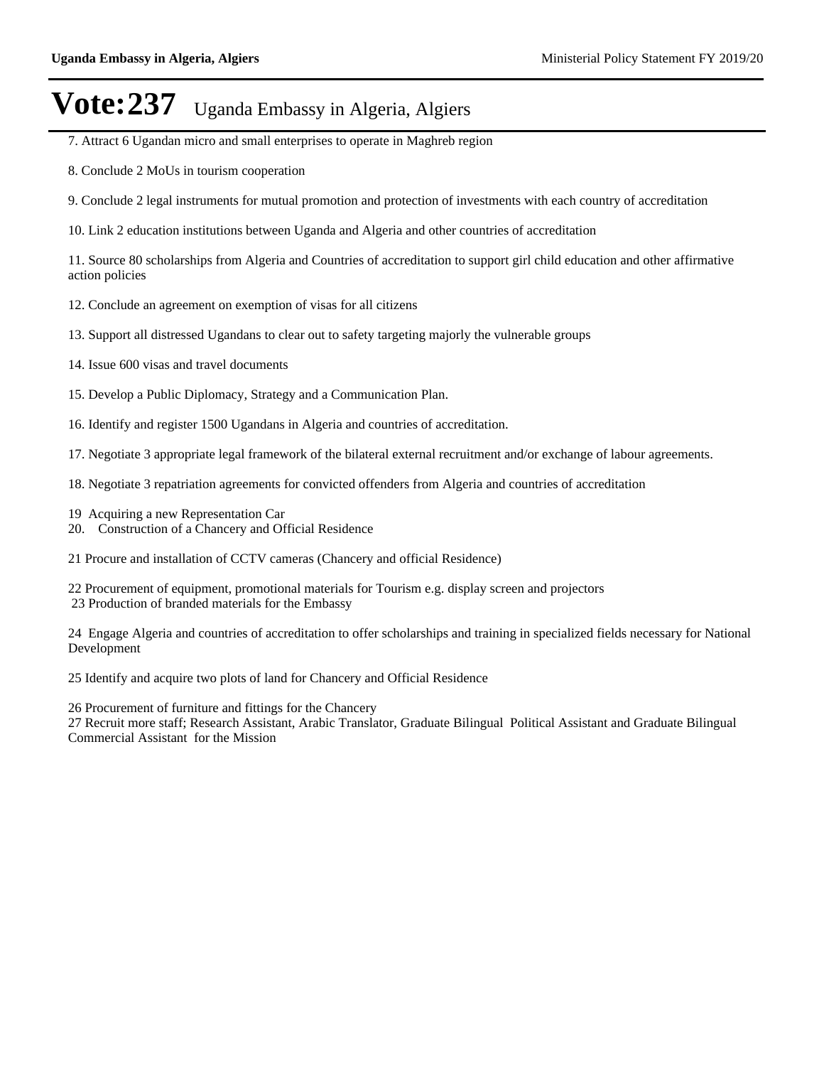7. Attract 6 Ugandan micro and small enterprises to operate in Maghreb region

8. Conclude 2 MoUs in tourism cooperation

9. Conclude 2 legal instruments for mutual promotion and protection of investments with each country of accreditation

10. Link 2 education institutions between Uganda and Algeria and other countries of accreditation

11. Source 80 scholarships from Algeria and Countries of accreditation to support girl child education and other affirmative action policies

12. Conclude an agreement on exemption of visas for all citizens

13. Support all distressed Ugandans to clear out to safety targeting majorly the vulnerable groups

14. Issue 600 visas and travel documents

15. Develop a Public Diplomacy, Strategy and a Communication Plan.

16. Identify and register 1500 Ugandans in Algeria and countries of accreditation.

17. Negotiate 3 appropriate legal framework of the bilateral external recruitment and/or exchange of labour agreements.

18. Negotiate 3 repatriation agreements for convicted offenders from Algeria and countries of accreditation

19 Acquiring a new Representation Car
20. Construction of a Chancery and Official Residence

21 Procure and installation of CCTV cameras (Chancery and official Residence)

22 Procurement of equipment, promotional materials for Tourism e.g. display screen and projectors
23 Production of branded materials for the Embassy

24 Engage Algeria and countries of accreditation to offer scholarships and training in specialized fields necessary for National Development

25 Identify and acquire two plots of land for Chancery and Official Residence

26 Procurement of furniture and fittings for the Chancery
27 Recruit more staff; Research Assistant, Arabic Translator, Graduate Bilingual Political Assistant and Graduate Bilingual Commercial Assistant for the Mission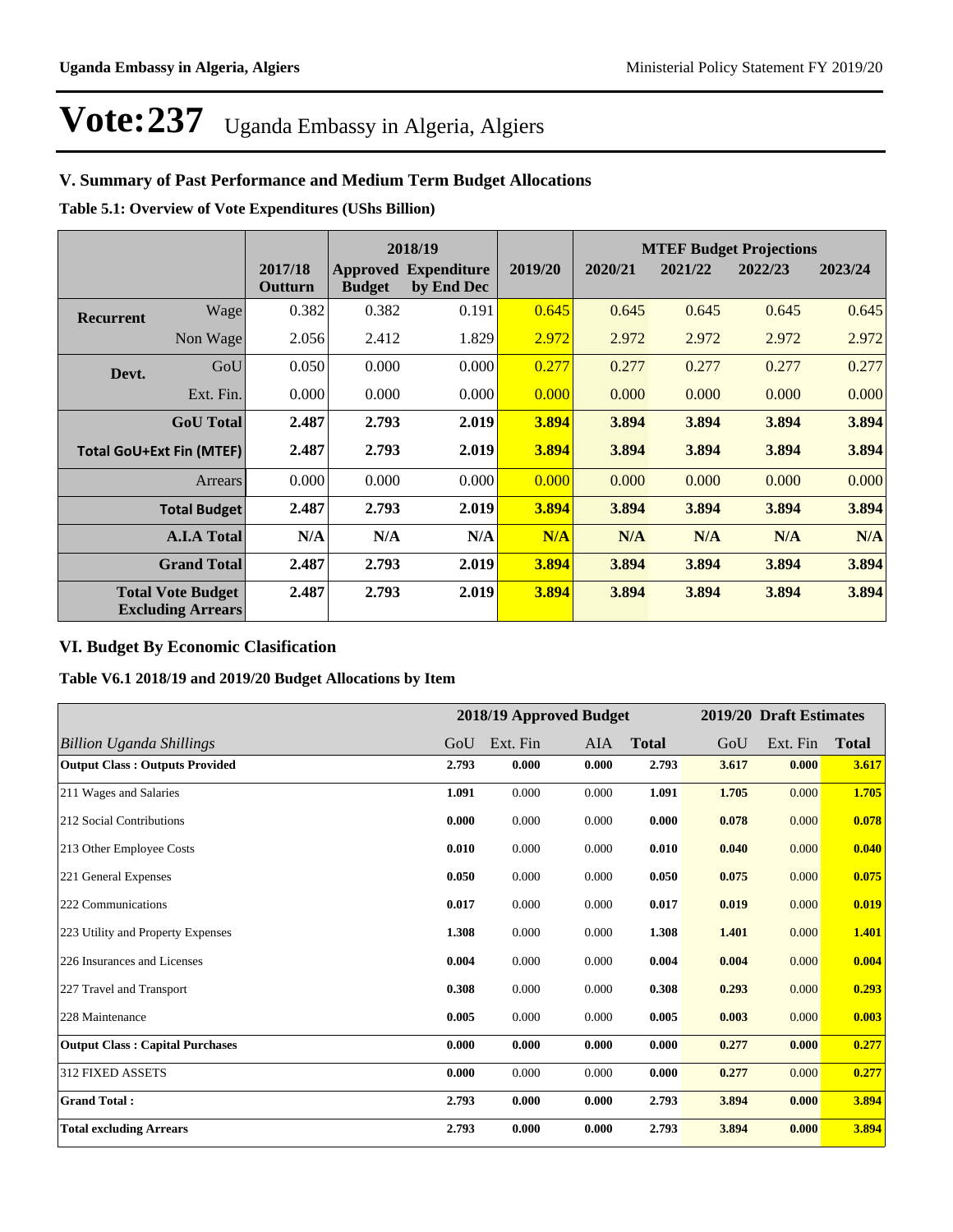# Vote:237 Uganda Embassy in Algeria, Algiers

## V. Summary of Past Performance and Medium Term Budget Allocations

**Table 5.1: Overview of Vote Expenditures (UShs Billion)**

| | | | 2018/19 | | | MTEF Budget Projections | | | |
|---|---|---|---|---|---|---|---|---|---|
| | | 2017/18 Outturn | Approved Budget | Expenditure by End Dec | 2019/20 | 2020/21 | 2021/22 | 2022/23 | 2023/24 |
| **Recurrent** | Wage | 0.382 | 0.382 | 0.191 | 0.645 | 0.645 | 0.645 | 0.645 | 0.645 |
| | Non Wage | 2.056 | 2.412 | 1.829 | 2.972 | 2.972 | 2.972 | 2.972 | 2.972 |
| **Devt.** | GoU | 0.050 | 0.000 | 0.000 | 0.277 | 0.277 | 0.277 | 0.277 | 0.277 |
| | Ext. Fin. | 0.000 | 0.000 | 0.000 | 0.000 | 0.000 | 0.000 | 0.000 | 0.000 |
| | **GoU Total** | **2.487** | **2.793** | **2.019** | **3.894** | **3.894** | **3.894** | **3.894** | **3.894** |
| **Total GoU+Ext Fin (MTEF)** | | **2.487** | **2.793** | **2.019** | **3.894** | **3.894** | **3.894** | **3.894** | **3.894** |
| | Arrears | 0.000 | 0.000 | 0.000 | 0.000 | 0.000 | 0.000 | 0.000 | 0.000 |
| | **Total Budget** | **2.487** | **2.793** | **2.019** | **3.894** | **3.894** | **3.894** | **3.894** | **3.894** |
| | **A.I.A Total** | **N/A** | **N/A** | **N/A** | **N/A** | **N/A** | **N/A** | **N/A** | **N/A** |
| | **Grand Total** | **2.487** | **2.793** | **2.019** | **3.894** | **3.894** | **3.894** | **3.894** | **3.894** |
| | **Total Vote Budget Excluding Arrears** | **2.487** | **2.793** | **2.019** | **3.894** | **3.894** | **3.894** | **3.894** | **3.894** |

## VI. Budget By Economic Clasification

**Table V6.1 2018/19 and 2019/20 Budget Allocations by Item**

| | 2018/19 Approved Budget | | | | 2019/20 Draft Estimates | | |
|---|---|---|---|---|---|---|---|
| *Billion Uganda Shillings* | GoU | Ext. Fin | AIA | **Total** | GoU | Ext. Fin | **Total** |
| **Output Class : Outputs Provided** | **2.793** | **0.000** | **0.000** | **2.793** | **3.617** | **0.000** | **3.617** |
| 211 Wages and Salaries | **1.091** | 0.000 | 0.000 | **1.091** | **1.705** | 0.000 | **1.705** |
| 212 Social Contributions | **0.000** | 0.000 | 0.000 | **0.000** | **0.078** | 0.000 | **0.078** |
| 213 Other Employee Costs | **0.010** | 0.000 | 0.000 | **0.010** | **0.040** | 0.000 | **0.040** |
| 221 General Expenses | **0.050** | 0.000 | 0.000 | **0.050** | **0.075** | 0.000 | **0.075** |
| 222 Communications | **0.017** | 0.000 | 0.000 | **0.017** | **0.019** | 0.000 | **0.019** |
| 223 Utility and Property Expenses | **1.308** | 0.000 | 0.000 | **1.308** | **1.401** | 0.000 | **1.401** |
| 226 Insurances and Licenses | **0.004** | 0.000 | 0.000 | **0.004** | **0.004** | 0.000 | **0.004** |
| 227 Travel and Transport | **0.308** | 0.000 | 0.000 | **0.308** | **0.293** | 0.000 | **0.293** |
| 228 Maintenance | **0.005** | 0.000 | 0.000 | **0.005** | **0.003** | 0.000 | **0.003** |
| **Output Class : Capital Purchases** | **0.000** | **0.000** | **0.000** | **0.000** | **0.277** | **0.000** | **0.277** |
| 312 FIXED ASSETS | **0.000** | 0.000 | 0.000 | **0.000** | **0.277** | 0.000 | **0.277** |
| **Grand Total :** | **2.793** | **0.000** | **0.000** | **2.793** | **3.894** | **0.000** | **3.894** |
| **Total excluding Arrears** | **2.793** | **0.000** | **0.000** | **2.793** | **3.894** | **0.000** | **3.894** |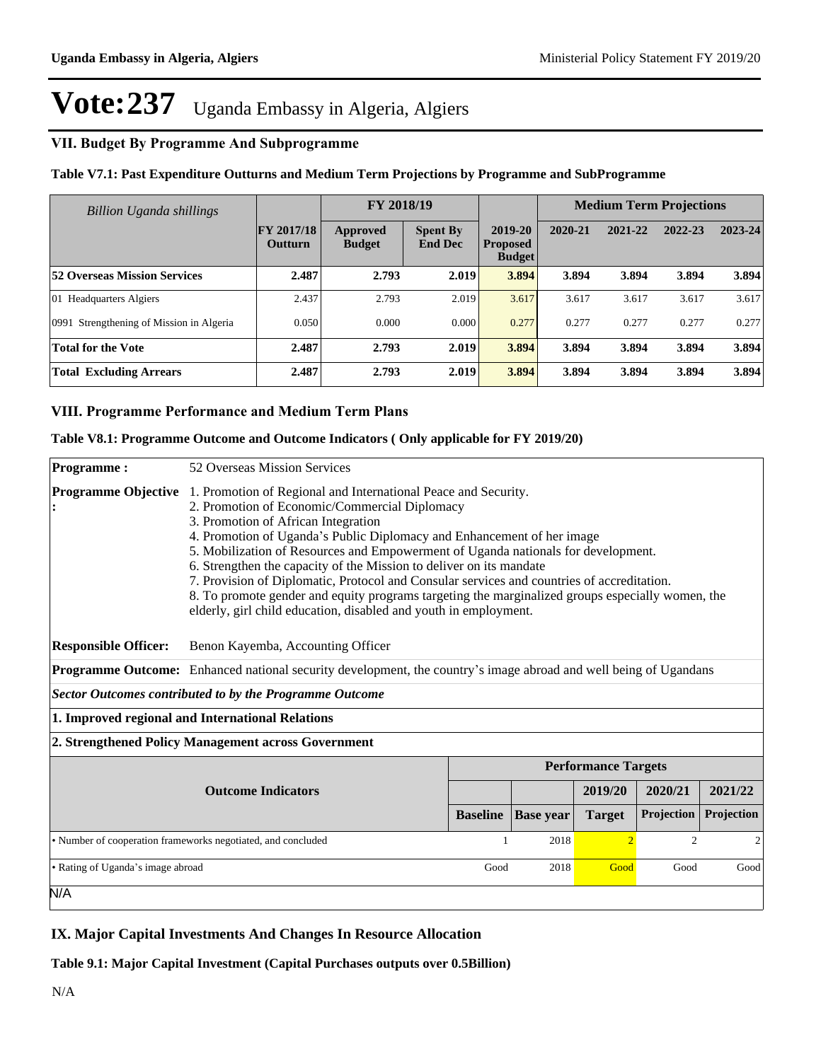# Vote:237 Uganda Embassy in Algeria, Algiers

## VII. Budget By Programme And Subprogramme

### Table V7.1: Past Expenditure Outturns and Medium Term Projections by Programme and SubProgramme

| *Billion Uganda shillings* | | FY 2018/19 | | | Medium Term Projections | | | |
|---|---|---|---|---|---|---|---|---|
| | FY 2017/18 Outturn | Approved Budget | Spent By End Dec | 2019-20 Proposed Budget | 2020-21 | 2021-22 | 2022-23 | 2023-24 |
| **52 Overseas Mission Services** | **2.487** | **2.793** | **2.019** | **3.894** | **3.894** | **3.894** | **3.894** | **3.894** |
| 01 Headquarters Algiers | 2.437 | 2.793 | 2.019 | 3.617 | 3.617 | 3.617 | 3.617 | 3.617 |
| 0991 Strengthening of Mission in Algeria | 0.050 | 0.000 | 0.000 | 0.277 | 0.277 | 0.277 | 0.277 | 0.277 |
| **Total for the Vote** | **2.487** | **2.793** | **2.019** | **3.894** | **3.894** | **3.894** | **3.894** | **3.894** |
| **Total Excluding Arrears** | **2.487** | **2.793** | **2.019** | **3.894** | **3.894** | **3.894** | **3.894** | **3.894** |

## VIII. Programme Performance and Medium Term Plans

### Table V8.1: Programme Outcome and Outcome Indicators ( Only applicable for FY 2019/20)

**Programme :** 52 Overseas Mission Services

**Programme Objective :**
1. Promotion of Regional and International Peace and Security.
2. Promotion of Economic/Commercial Diplomacy
3. Promotion of African Integration
4. Promotion of Uganda's Public Diplomacy and Enhancement of her image
5. Mobilization of Resources and Empowerment of Uganda nationals for development.
6. Strengthen the capacity of the Mission to deliver on its mandate
7. Provision of Diplomatic, Protocol and Consular services and countries of accreditation.
8. To promote gender and equity programs targeting the marginalized groups especially women, the elderly, girl child education, disabled and youth in employment.

**Responsible Officer:** Benon Kayemba, Accounting Officer

**Programme Outcome:** Enhanced national security development, the country's image abroad and well being of Ugandans

***Sector Outcomes contributed to by the Programme Outcome***

**1. Improved regional and International Relations**

**2. Strengthened Policy Management across Government**

| Outcome Indicators | Performance Targets | | | | |
|---|---|---|---|---|---|
| | | | 2019/20 | 2020/21 | 2021/22 |
| | Baseline | Base year | Target | Projection | Projection |
| • Number of cooperation frameworks negotiated, and concluded | 1 | 2018 | 2 | 2 | 2 |
| • Rating of Uganda's image abroad | Good | 2018 | Good | Good | Good |

N/A

## IX. Major Capital Investments And Changes In Resource Allocation

### Table 9.1: Major Capital Investment (Capital Purchases outputs over 0.5Billion)

N/A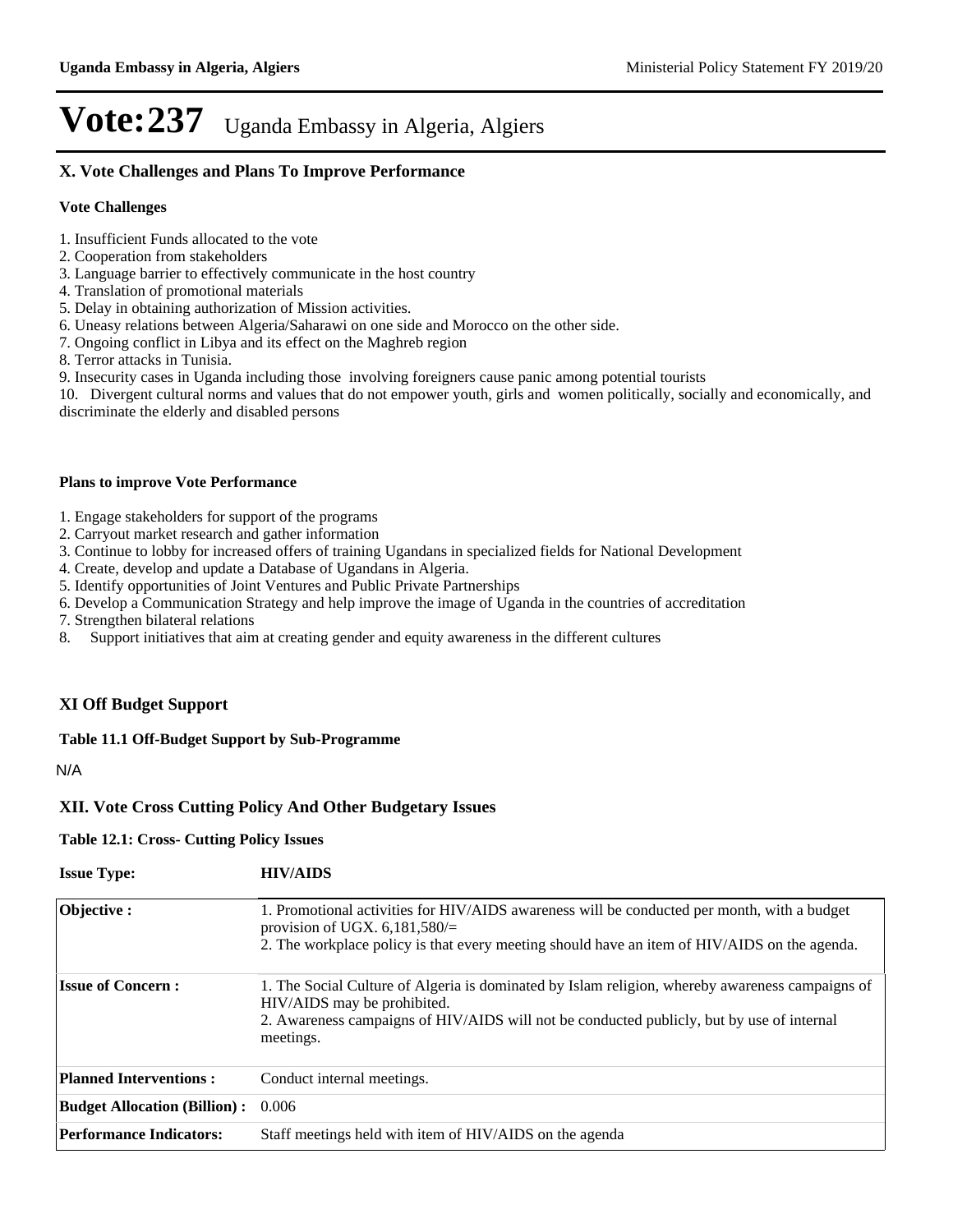# Vote:237 Uganda Embassy in Algeria, Algiers

## X. Vote Challenges and Plans To Improve Performance

### Vote Challenges

1. Insufficient Funds allocated to the vote
2. Cooperation from stakeholders
3. Language barrier to effectively communicate in the host country
4. Translation of promotional materials
5. Delay in obtaining authorization of Mission activities.
6. Uneasy relations between Algeria/Saharawi on one side and Morocco on the other side.
7. Ongoing conflict in Libya and its effect on the Maghreb region
8. Terror attacks in Tunisia.
9. Insecurity cases in Uganda including those involving foreigners cause panic among potential tourists
10. Divergent cultural norms and values that do not empower youth, girls and women politically, socially and economically, and discriminate the elderly and disabled persons

### Plans to improve Vote Performance

1. Engage stakeholders for support of the programs
2. Carryout market research and gather information
3. Continue to lobby for increased offers of training Ugandans in specialized fields for National Development
4. Create, develop and update a Database of Ugandans in Algeria.
5. Identify opportunities of Joint Ventures and Public Private Partnerships
6. Develop a Communication Strategy and help improve the image of Uganda in the countries of accreditation
7. Strengthen bilateral relations
8. Support initiatives that aim at creating gender and equity awareness in the different cultures

## XI Off Budget Support

**Table 11.1 Off-Budget Support by Sub-Programme**

N/A

## XII. Vote Cross Cutting Policy And Other Budgetary Issues

**Table 12.1: Cross- Cutting Policy Issues**

| **Issue Type:** | **HIV/AIDS** |
|---|---|
| **Objective :** | 1. Promotional activities for HIV/AIDS awareness will be conducted per month, with a budget provision of UGX. 6,181,580/= <br> 2. The workplace policy is that every meeting should have an item of HIV/AIDS on the agenda. |
| **Issue of Concern :** | 1. The Social Culture of Algeria is dominated by Islam religion, whereby awareness campaigns of HIV/AIDS may be prohibited. <br> 2. Awareness campaigns of HIV/AIDS will not be conducted publicly, but by use of internal meetings. |
| **Planned Interventions :** | Conduct internal meetings. |
| **Budget Allocation (Billion) :** | 0.006 |
| **Performance Indicators:** | Staff meetings held with item of HIV/AIDS on the agenda |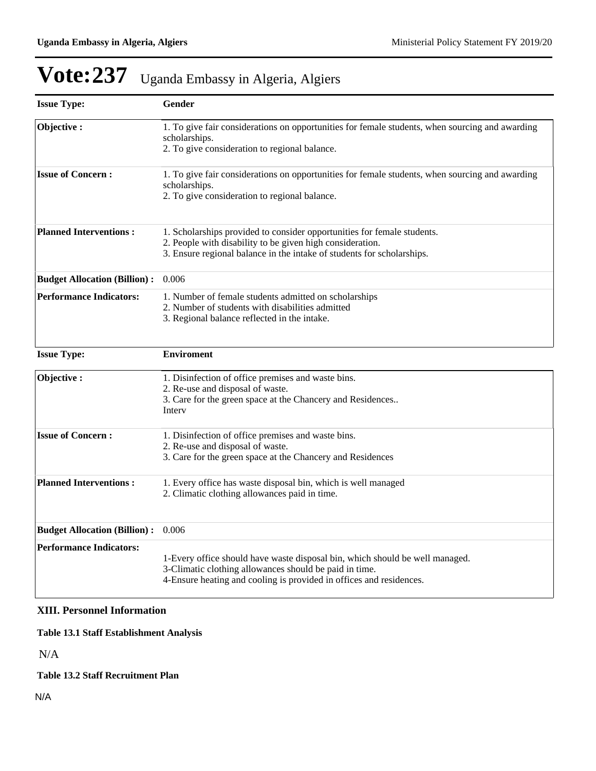# Vote:237 Uganda Embassy in Algeria, Algiers

| | |
|---|---|
| **Issue Type:** | **Gender** |
| **Objective :** | 1. To give fair considerations on opportunities for female students, when sourcing and awarding scholarships.<br>2. To give consideration to regional balance. |
| **Issue of Concern :** | 1. To give fair considerations on opportunities for female students, when sourcing and awarding scholarships.<br>2. To give consideration to regional balance. |
| **Planned Interventions :** | 1. Scholarships provided to consider opportunities for female students.<br>2. People with disability to be given high consideration.<br>3. Ensure regional balance in the intake of students for scholarships. |
| **Budget Allocation (Billion) :** | 0.006 |
| **Performance Indicators:** | 1. Number of female students admitted on scholarships<br>2. Number of students with disabilities admitted<br>3. Regional balance reflected in the intake. |

| | |
|---|---|
| **Issue Type:** | **Enviroment** |
| **Objective :** | 1. Disinfection of office premises and waste bins.<br>2. Re-use and disposal of waste.<br>3. Care for the green space at the Chancery and Residences..<br>Interv |
| **Issue of Concern :** | 1. Disinfection of office premises and waste bins.<br>2. Re-use and disposal of waste.<br>3. Care for the green space at the Chancery and Residences |
| **Planned Interventions :** | 1. Every office has waste disposal bin, which is well managed<br>2. Climatic clothing allowances paid in time. |
| **Budget Allocation (Billion) :** | 0.006 |
| **Performance Indicators:** | 1-Every office should have waste disposal bin, which should be well managed.<br>3-Climatic clothing allowances should be paid in time.<br>4-Ensure heating and cooling is provided in offices and residences. |

## XIII. Personnel Information

**Table 13.1 Staff Establishment Analysis**

N/A

**Table 13.2 Staff Recruitment Plan**

N/A